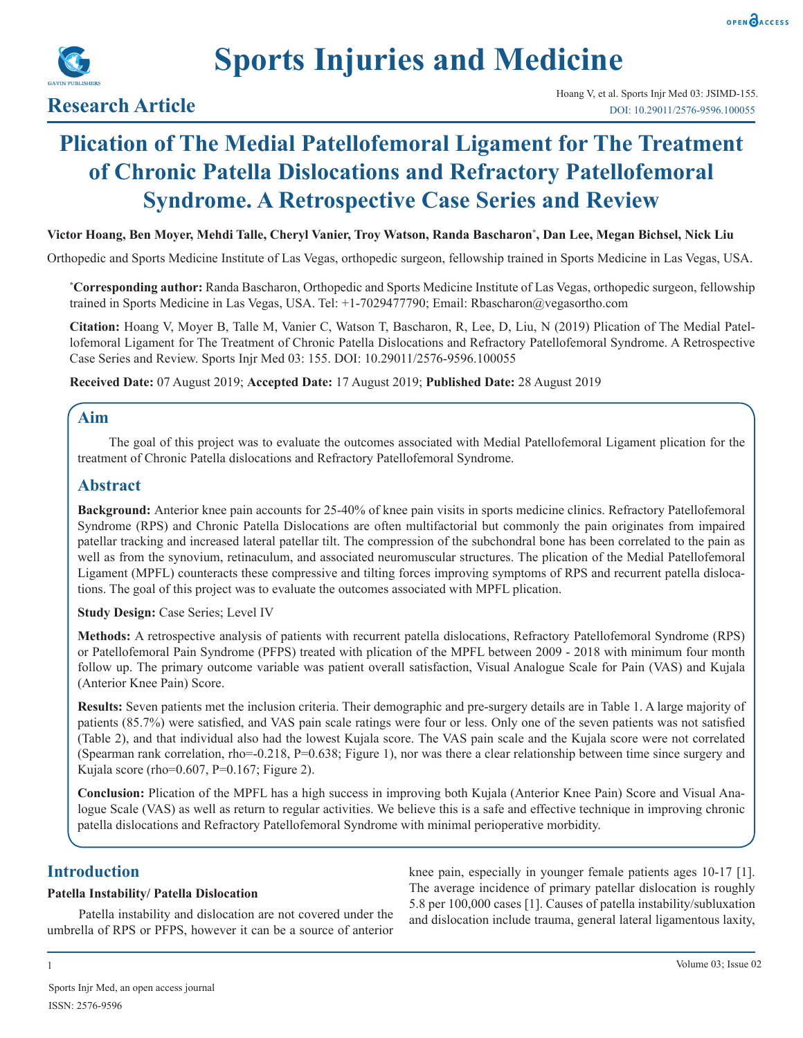# Sports Injuries and Medicine

## Research Article

Hoang V, et al. Sports Injr Med 03: JSIMD-155.
DOI: 10.29011/2576-9596.100055

# Plication of The Medial Patellofemoral Ligament for The Treatment of Chronic Patella Dislocations and Refractory Patellofemoral Syndrome. A Retrospective Case Series and Review

**Victor Hoang, Ben Moyer, Mehdi Talle, Cheryl Vanier, Troy Watson, Randa Bascharon*, Dan Lee, Megan Bichsel, Nick Liu**

Orthopedic and Sports Medicine Institute of Las Vegas, orthopedic surgeon, fellowship trained in Sports Medicine in Las Vegas, USA.

***Corresponding author:** Randa Bascharon, Orthopedic and Sports Medicine Institute of Las Vegas, orthopedic surgeon, fellowship trained in Sports Medicine in Las Vegas, USA. Tel: +1-7029477790; Email: Rbascharon@vegasortho.com

**Citation:** Hoang V, Moyer B, Talle M, Vanier C, Watson T, Bascharon, R, Lee, D, Liu, N (2019) Plication of The Medial Patellofemoral Ligament for The Treatment of Chronic Patella Dislocations and Refractory Patellofemoral Syndrome. A Retrospective Case Series and Review. Sports Injr Med 03: 155. DOI: 10.29011/2576-9596.100055

**Received Date:** 07 August 2019; **Accepted Date:** 17 August 2019; **Published Date:** 28 August 2019

## Aim

The goal of this project was to evaluate the outcomes associated with Medial Patellofemoral Ligament plication for the treatment of Chronic Patella dislocations and Refractory Patellofemoral Syndrome.

## Abstract

**Background:** Anterior knee pain accounts for 25-40% of knee pain visits in sports medicine clinics. Refractory Patellofemoral Syndrome (RPS) and Chronic Patella Dislocations are often multifactorial but commonly the pain originates from impaired patellar tracking and increased lateral patellar tilt. The compression of the subchondral bone has been correlated to the pain as well as from the synovium, retinaculum, and associated neuromuscular structures. The plication of the Medial Patellofemoral Ligament (MPFL) counteracts these compressive and tilting forces improving symptoms of RPS and recurrent patella dislocations. The goal of this project was to evaluate the outcomes associated with MPFL plication.

**Study Design:** Case Series; Level IV

**Methods:** A retrospective analysis of patients with recurrent patella dislocations, Refractory Patellofemoral Syndrome (RPS) or Patellofemoral Pain Syndrome (PFPS) treated with plication of the MPFL between 2009 - 2018 with minimum four month follow up. The primary outcome variable was patient overall satisfaction, Visual Analogue Scale for Pain (VAS) and Kujala (Anterior Knee Pain) Score.

**Results:** Seven patients met the inclusion criteria. Their demographic and pre-surgery details are in Table 1. A large majority of patients (85.7%) were satisfied, and VAS pain scale ratings were four or less. Only one of the seven patients was not satisfied (Table 2), and that individual also had the lowest Kujala score. The VAS pain scale and the Kujala score were not correlated (Spearman rank correlation, rho=-0.218, P=0.638; Figure 1), nor was there a clear relationship between time since surgery and Kujala score (rho=0.607, P=0.167; Figure 2).

**Conclusion:** Plication of the MPFL has a high success in improving both Kujala (Anterior Knee Pain) Score and Visual Analogue Scale (VAS) as well as return to regular activities. We believe this is a safe and effective technique in improving chronic patella dislocations and Refractory Patellofemoral Syndrome with minimal perioperative morbidity.

## Introduction

### Patella Instability/ Patella Dislocation

Patella instability and dislocation are not covered under the umbrella of RPS or PFPS, however it can be a source of anterior knee pain, especially in younger female patients ages 10-17 [1]. The average incidence of primary patellar dislocation is roughly 5.8 per 100,000 cases [1]. Causes of patella instability/subluxation and dislocation include trauma, general lateral ligamentous laxity,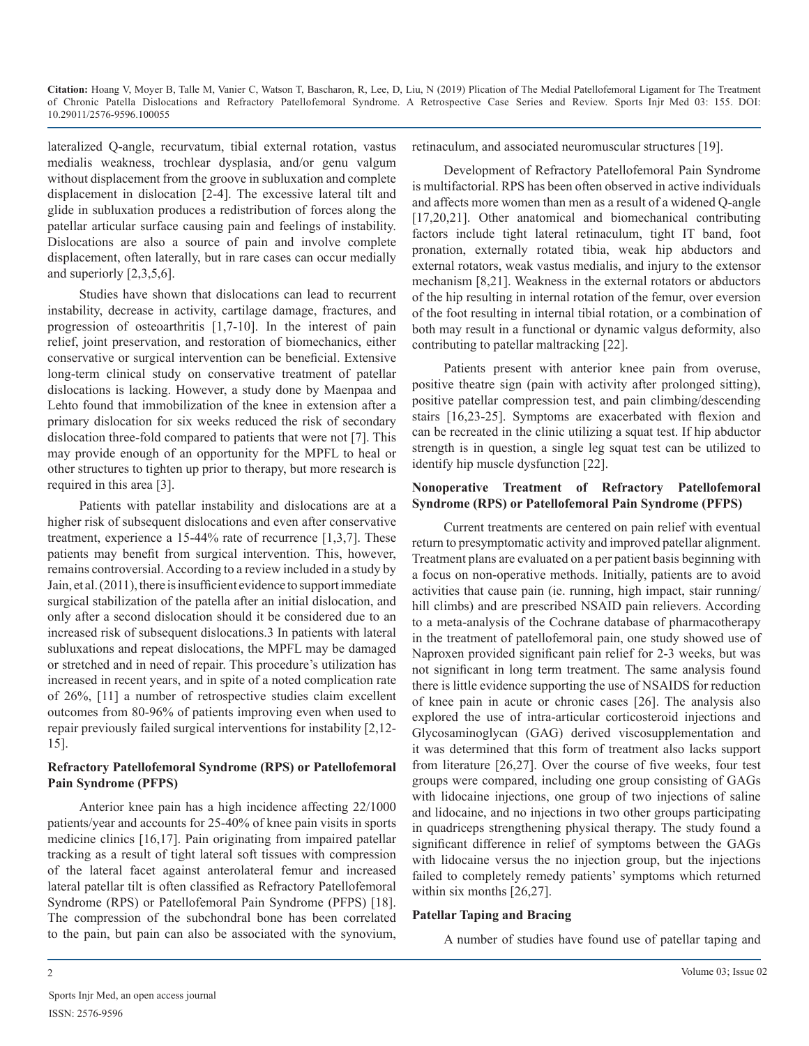lateralized Q-angle, recurvatum, tibial external rotation, vastus medialis weakness, trochlear dysplasia, and/or genu valgum without displacement from the groove in subluxation and complete displacement in dislocation [2-4]. The excessive lateral tilt and glide in subluxation produces a redistribution of forces along the patellar articular surface causing pain and feelings of instability. Dislocations are also a source of pain and involve complete displacement, often laterally, but in rare cases can occur medially and superiorly [2,3,5,6].

Studies have shown that dislocations can lead to recurrent instability, decrease in activity, cartilage damage, fractures, and progression of osteoarthritis [1,7-10]. In the interest of pain relief, joint preservation, and restoration of biomechanics, either conservative or surgical intervention can be beneficial. Extensive long-term clinical study on conservative treatment of patellar dislocations is lacking. However, a study done by Maenpaa and Lehto found that immobilization of the knee in extension after a primary dislocation for six weeks reduced the risk of secondary dislocation three-fold compared to patients that were not [7]. This may provide enough of an opportunity for the MPFL to heal or other structures to tighten up prior to therapy, but more research is required in this area [3].

Patients with patellar instability and dislocations are at a higher risk of subsequent dislocations and even after conservative treatment, experience a 15-44% rate of recurrence [1,3,7]. These patients may benefit from surgical intervention. This, however, remains controversial. According to a review included in a study by Jain, et al. (2011), there is insufficient evidence to support immediate surgical stabilization of the patella after an initial dislocation, and only after a second dislocation should it be considered due to an increased risk of subsequent dislocations.3 In patients with lateral subluxations and repeat dislocations, the MPFL may be damaged or stretched and in need of repair. This procedure's utilization has increased in recent years, and in spite of a noted complication rate of 26%, [11] a number of retrospective studies claim excellent outcomes from 80-96% of patients improving even when used to repair previously failed surgical interventions for instability [2,12-15].

## Refractory Patellofemoral Syndrome (RPS) or Patellofemoral Pain Syndrome (PFPS)

Anterior knee pain has a high incidence affecting 22/1000 patients/year and accounts for 25-40% of knee pain visits in sports medicine clinics [16,17]. Pain originating from impaired patellar tracking as a result of tight lateral soft tissues with compression of the lateral facet against anterolateral femur and increased lateral patellar tilt is often classified as Refractory Patellofemoral Syndrome (RPS) or Patellofemoral Pain Syndrome (PFPS) [18]. The compression of the subchondral bone has been correlated to the pain, but pain can also be associated with the synovium, retinaculum, and associated neuromuscular structures [19].

Development of Refractory Patellofemoral Pain Syndrome is multifactorial. RPS has been often observed in active individuals and affects more women than men as a result of a widened Q-angle [17,20,21]. Other anatomical and biomechanical contributing factors include tight lateral retinaculum, tight IT band, foot pronation, externally rotated tibia, weak hip abductors and external rotators, weak vastus medialis, and injury to the extensor mechanism [8,21]. Weakness in the external rotators or abductors of the hip resulting in internal rotation of the femur, over eversion of the foot resulting in internal tibial rotation, or a combination of both may result in a functional or dynamic valgus deformity, also contributing to patellar maltracking [22].

Patients present with anterior knee pain from overuse, positive theatre sign (pain with activity after prolonged sitting), positive patellar compression test, and pain climbing/descending stairs [16,23-25]. Symptoms are exacerbated with flexion and can be recreated in the clinic utilizing a squat test. If hip abductor strength is in question, a single leg squat test can be utilized to identify hip muscle dysfunction [22].

## Nonoperative Treatment of Refractory Patellofemoral Syndrome (RPS) or Patellofemoral Pain Syndrome (PFPS)

Current treatments are centered on pain relief with eventual return to presymptomatic activity and improved patellar alignment. Treatment plans are evaluated on a per patient basis beginning with a focus on non-operative methods. Initially, patients are to avoid activities that cause pain (ie. running, high impact, stair running/hill climbs) and are prescribed NSAID pain relievers. According to a meta-analysis of the Cochrane database of pharmacotherapy in the treatment of patellofemoral pain, one study showed use of Naproxen provided significant pain relief for 2-3 weeks, but was not significant in long term treatment. The same analysis found there is little evidence supporting the use of NSAIDS for reduction of knee pain in acute or chronic cases [26]. The analysis also explored the use of intra-articular corticosteroid injections and Glycosaminoglycan (GAG) derived viscosupplementation and it was determined that this form of treatment also lacks support from literature [26,27]. Over the course of five weeks, four test groups were compared, including one group consisting of GAGs with lidocaine injections, one group of two injections of saline and lidocaine, and no injections in two other groups participating in quadriceps strengthening physical therapy. The study found a significant difference in relief of symptoms between the GAGs with lidocaine versus the no injection group, but the injections failed to completely remedy patients' symptoms which returned within six months [26,27].

## Patellar Taping and Bracing

A number of studies have found use of patellar taping and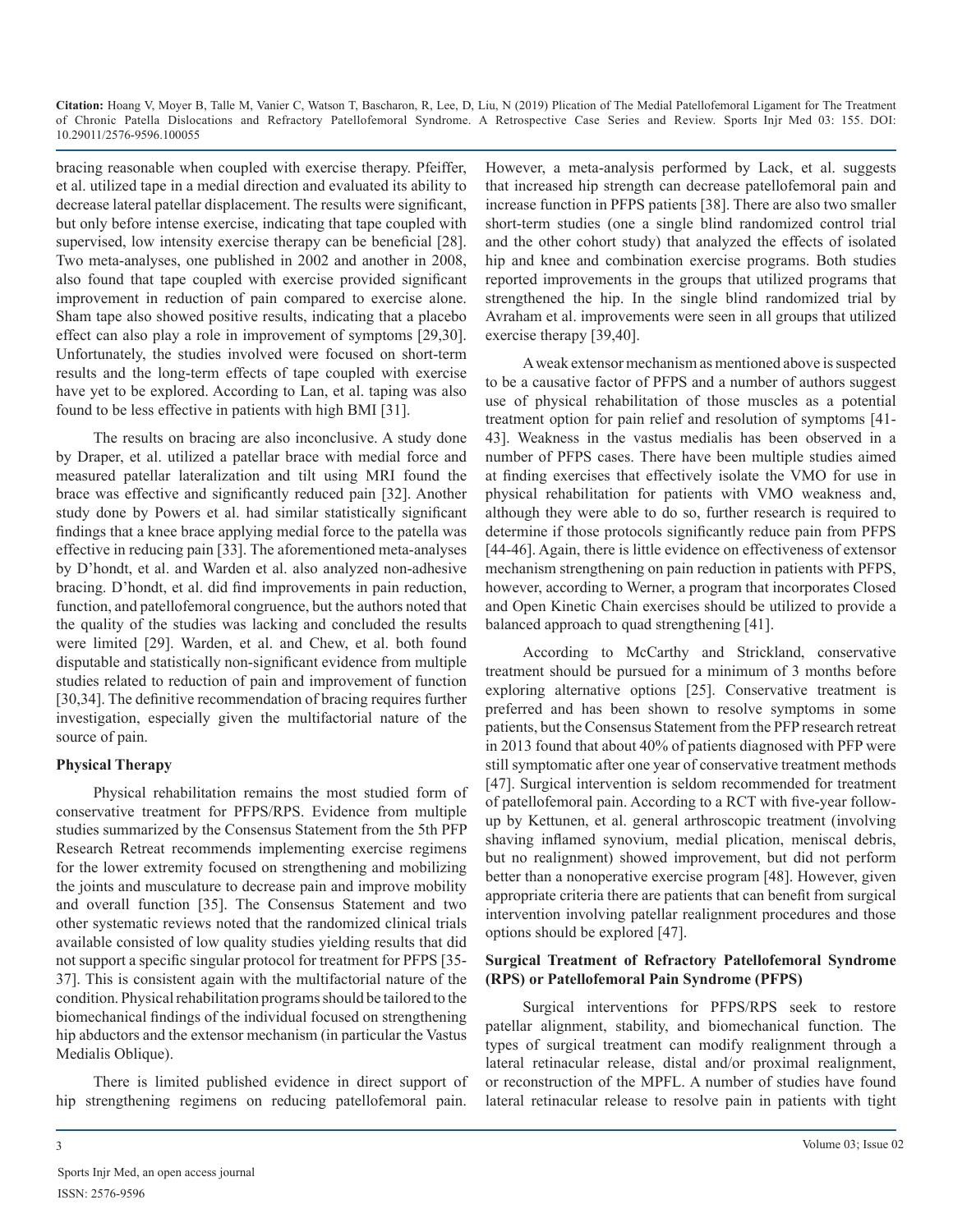bracing reasonable when coupled with exercise therapy. Pfeiffer, et al. utilized tape in a medial direction and evaluated its ability to decrease lateral patellar displacement. The results were significant, but only before intense exercise, indicating that tape coupled with supervised, low intensity exercise therapy can be beneficial [28]. Two meta-analyses, one published in 2002 and another in 2008, also found that tape coupled with exercise provided significant improvement in reduction of pain compared to exercise alone. Sham tape also showed positive results, indicating that a placebo effect can also play a role in improvement of symptoms [29,30]. Unfortunately, the studies involved were focused on short-term results and the long-term effects of tape coupled with exercise have yet to be explored. According to Lan, et al. taping was also found to be less effective in patients with high BMI [31].

The results on bracing are also inconclusive. A study done by Draper, et al. utilized a patellar brace with medial force and measured patellar lateralization and tilt using MRI found the brace was effective and significantly reduced pain [32]. Another study done by Powers et al. had similar statistically significant findings that a knee brace applying medial force to the patella was effective in reducing pain [33]. The aforementioned meta-analyses by D'hondt, et al. and Warden et al. also analyzed non-adhesive bracing. D'hondt, et al. did find improvements in pain reduction, function, and patellofemoral congruence, but the authors noted that the quality of the studies was lacking and concluded the results were limited [29]. Warden, et al. and Chew, et al. both found disputable and statistically non-significant evidence from multiple studies related to reduction of pain and improvement of function [30,34]. The definitive recommendation of bracing requires further investigation, especially given the multifactorial nature of the source of pain.

### Physical Therapy

Physical rehabilitation remains the most studied form of conservative treatment for PFPS/RPS. Evidence from multiple studies summarized by the Consensus Statement from the 5th PFP Research Retreat recommends implementing exercise regimens for the lower extremity focused on strengthening and mobilizing the joints and musculature to decrease pain and improve mobility and overall function [35]. The Consensus Statement and two other systematic reviews noted that the randomized clinical trials available consisted of low quality studies yielding results that did not support a specific singular protocol for treatment for PFPS [35-37]. This is consistent again with the multifactorial nature of the condition. Physical rehabilitation programs should be tailored to the biomechanical findings of the individual focused on strengthening hip abductors and the extensor mechanism (in particular the Vastus Medialis Oblique).

There is limited published evidence in direct support of hip strengthening regimens on reducing patellofemoral pain. However, a meta-analysis performed by Lack, et al. suggests that increased hip strength can decrease patellofemoral pain and increase function in PFPS patients [38]. There are also two smaller short-term studies (one a single blind randomized control trial and the other cohort study) that analyzed the effects of isolated hip and knee and combination exercise programs. Both studies reported improvements in the groups that utilized programs that strengthened the hip. In the single blind randomized trial by Avraham et al. improvements were seen in all groups that utilized exercise therapy [39,40].

A weak extensor mechanism as mentioned above is suspected to be a causative factor of PFPS and a number of authors suggest use of physical rehabilitation of those muscles as a potential treatment option for pain relief and resolution of symptoms [41-43]. Weakness in the vastus medialis has been observed in a number of PFPS cases. There have been multiple studies aimed at finding exercises that effectively isolate the VMO for use in physical rehabilitation for patients with VMO weakness and, although they were able to do so, further research is required to determine if those protocols significantly reduce pain from PFPS [44-46]. Again, there is little evidence on effectiveness of extensor mechanism strengthening on pain reduction in patients with PFPS, however, according to Werner, a program that incorporates Closed and Open Kinetic Chain exercises should be utilized to provide a balanced approach to quad strengthening [41].

According to McCarthy and Strickland, conservative treatment should be pursued for a minimum of 3 months before exploring alternative options [25]. Conservative treatment is preferred and has been shown to resolve symptoms in some patients, but the Consensus Statement from the PFP research retreat in 2013 found that about 40% of patients diagnosed with PFP were still symptomatic after one year of conservative treatment methods [47]. Surgical intervention is seldom recommended for treatment of patellofemoral pain. According to a RCT with five-year follow-up by Kettunen, et al. general arthroscopic treatment (involving shaving inflamed synovium, medial plication, meniscal debris, but no realignment) showed improvement, but did not perform better than a nonoperative exercise program [48]. However, given appropriate criteria there are patients that can benefit from surgical intervention involving patellar realignment procedures and those options should be explored [47].

### Surgical Treatment of Refractory Patellofemoral Syndrome (RPS) or Patellofemoral Pain Syndrome (PFPS)

Surgical interventions for PFPS/RPS seek to restore patellar alignment, stability, and biomechanical function. The types of surgical treatment can modify realignment through a lateral retinacular release, distal and/or proximal realignment, or reconstruction of the MPFL. A number of studies have found lateral retinacular release to resolve pain in patients with tight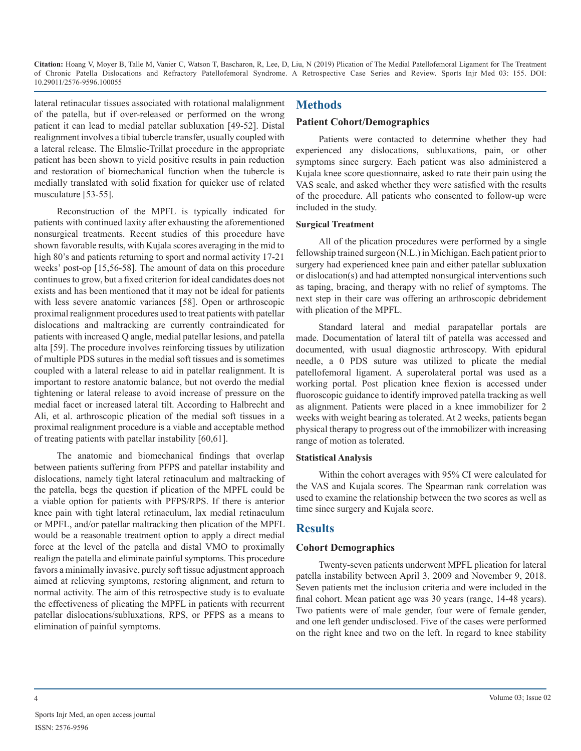lateral retinacular tissues associated with rotational malalignment of the patella, but if over-released or performed on the wrong patient it can lead to medial patellar subluxation [49-52]. Distal realignment involves a tibial tubercle transfer, usually coupled with a lateral release. The Elmslie-Trillat procedure in the appropriate patient has been shown to yield positive results in pain reduction and restoration of biomechanical function when the tubercle is medially translated with solid fixation for quicker use of related musculature [53-55].

Reconstruction of the MPFL is typically indicated for patients with continued laxity after exhausting the aforementioned nonsurgical treatments. Recent studies of this procedure have shown favorable results, with Kujala scores averaging in the mid to high 80's and patients returning to sport and normal activity 17-21 weeks' post-op [15,56-58]. The amount of data on this procedure continues to grow, but a fixed criterion for ideal candidates does not exists and has been mentioned that it may not be ideal for patients with less severe anatomic variances [58]. Open or arthroscopic proximal realignment procedures used to treat patients with patellar dislocations and maltracking are currently contraindicated for patients with increased Q angle, medial patellar lesions, and patella alta [59]. The procedure involves reinforcing tissues by utilization of multiple PDS sutures in the medial soft tissues and is sometimes coupled with a lateral release to aid in patellar realignment. It is important to restore anatomic balance, but not overdo the medial tightening or lateral release to avoid increase of pressure on the medial facet or increased lateral tilt. According to Halbrecht and Ali, et al. arthroscopic plication of the medial soft tissues in a proximal realignment procedure is a viable and acceptable method of treating patients with patellar instability [60,61].

The anatomic and biomechanical findings that overlap between patients suffering from PFPS and patellar instability and dislocations, namely tight lateral retinaculum and maltracking of the patella, begs the question if plication of the MPFL could be a viable option for patients with PFPS/RPS. If there is anterior knee pain with tight lateral retinaculum, lax medial retinaculum or MPFL, and/or patellar maltracking then plication of the MPFL would be a reasonable treatment option to apply a direct medial force at the level of the patella and distal VMO to proximally realign the patella and eliminate painful symptoms. This procedure favors a minimally invasive, purely soft tissue adjustment approach aimed at relieving symptoms, restoring alignment, and return to normal activity. The aim of this retrospective study is to evaluate the effectiveness of plicating the MPFL in patients with recurrent patellar dislocations/subluxations, RPS, or PFPS as a means to elimination of painful symptoms.

# Methods

## Patient Cohort/Demographics

Patients were contacted to determine whether they had experienced any dislocations, subluxations, pain, or other symptoms since surgery. Each patient was also administered a Kujala knee score questionnaire, asked to rate their pain using the VAS scale, and asked whether they were satisfied with the results of the procedure. All patients who consented to follow-up were included in the study.

### Surgical Treatment

All of the plication procedures were performed by a single fellowship trained surgeon (N.L.) in Michigan. Each patient prior to surgery had experienced knee pain and either patellar subluxation or dislocation(s) and had attempted nonsurgical interventions such as taping, bracing, and therapy with no relief of symptoms. The next step in their care was offering an arthroscopic debridement with plication of the MPFL.

Standard lateral and medial parapatellar portals are made. Documentation of lateral tilt of patella was accessed and documented, with usual diagnostic arthroscopy. With epidural needle, a 0 PDS suture was utilized to plicate the medial patellofemoral ligament. A superolateral portal was used as a working portal. Post plication knee flexion is accessed under fluoroscopic guidance to identify improved patella tracking as well as alignment. Patients were placed in a knee immobilizer for 2 weeks with weight bearing as tolerated. At 2 weeks, patients began physical therapy to progress out of the immobilizer with increasing range of motion as tolerated.

### Statistical Analysis

Within the cohort averages with 95% CI were calculated for the VAS and Kujala scores. The Spearman rank correlation was used to examine the relationship between the two scores as well as time since surgery and Kujala score.

# Results

## Cohort Demographics

Twenty-seven patients underwent MPFL plication for lateral patella instability between April 3, 2009 and November 9, 2018. Seven patients met the inclusion criteria and were included in the final cohort. Mean patient age was 30 years (range, 14-48 years). Two patients were of male gender, four were of female gender, and one left gender undisclosed. Five of the cases were performed on the right knee and two on the left. In regard to knee stability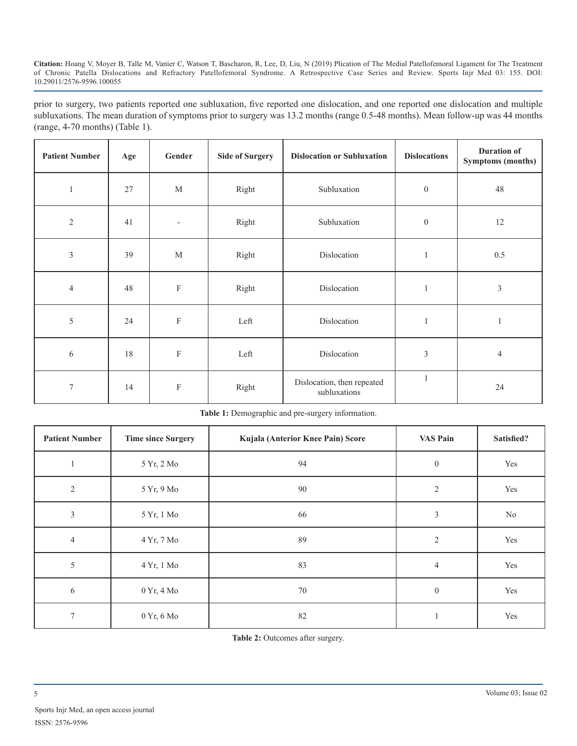prior to surgery, two patients reported one subluxation, five reported one dislocation, and one reported one dislocation and multiple subluxations. The mean duration of symptoms prior to surgery was 13.2 months (range 0.5-48 months). Mean follow-up was 44 months (range, 4-70 months) (Table 1).

| Patient Number | Age | Gender | Side of Surgery | Dislocation or Subluxation | Dislocations | Duration of Symptoms (months) |
|---|---|---|---|---|---|---|
| 1 | 27 | M | Right | Subluxation | 0 | 48 |
| 2 | 41 | - | Right | Subluxation | 0 | 12 |
| 3 | 39 | M | Right | Dislocation | 1 | 0.5 |
| 4 | 48 | F | Right | Dislocation | 1 | 3 |
| 5 | 24 | F | Left | Dislocation | 1 | 1 |
| 6 | 18 | F | Left | Dislocation | 3 | 4 |
| 7 | 14 | F | Right | Dislocation, then repeated subluxations | 1 | 24 |

**Table 1:** Demographic and pre-surgery information.

| Patient Number | Time since Surgery | Kujala (Anterior Knee Pain) Score | VAS Pain | Satisfied? |
|---|---|---|---|---|
| 1 | 5 Yr, 2 Mo | 94 | 0 | Yes |
| 2 | 5 Yr, 9 Mo | 90 | 2 | Yes |
| 3 | 5 Yr, 1 Mo | 66 | 3 | No |
| 4 | 4 Yr, 7 Mo | 89 | 2 | Yes |
| 5 | 4 Yr, 1 Mo | 83 | 4 | Yes |
| 6 | 0 Yr, 4 Mo | 70 | 0 | Yes |
| 7 | 0 Yr, 6 Mo | 82 | 1 | Yes |

**Table 2:** Outcomes after surgery.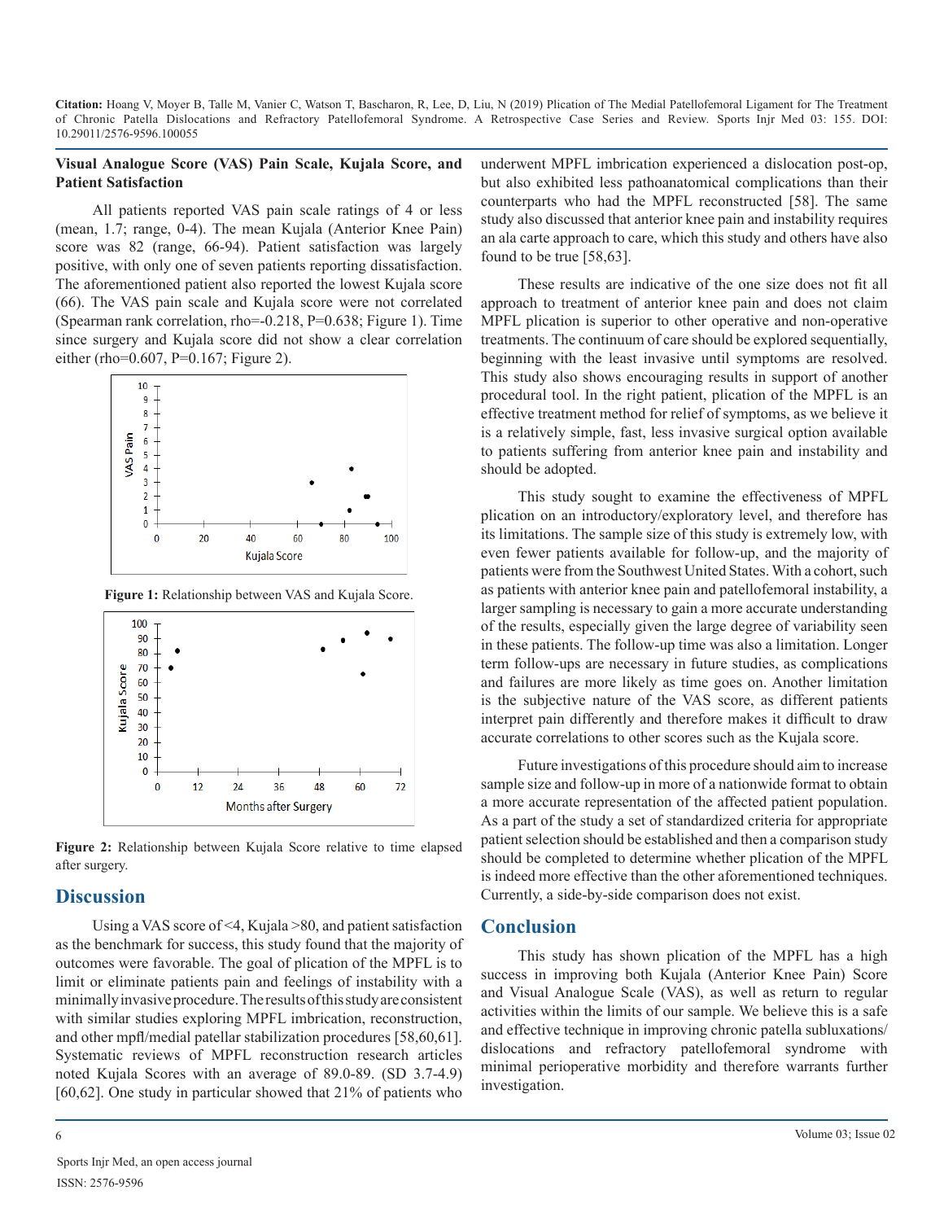### Visual Analogue Score (VAS) Pain Scale, Kujala Score, and Patient Satisfaction

All patients reported VAS pain scale ratings of 4 or less (mean, 1.7; range, 0-4). The mean Kujala (Anterior Knee Pain) score was 82 (range, 66-94). Patient satisfaction was largely positive, with only one of seven patients reporting dissatisfaction. The aforementioned patient also reported the lowest Kujala score (66). The VAS pain scale and Kujala score were not correlated (Spearman rank correlation, rho=-0.218, P=0.638; Figure 1). Time since surgery and Kujala score did not show a clear correlation either (rho=0.607, P=0.167; Figure 2).

**Figure 1:** Relationship between VAS and Kujala Score.

**Figure 2:** Relationship between Kujala Score relative to time elapsed after surgery.

## Discussion

Using a VAS score of <4, Kujala >80, and patient satisfaction as the benchmark for success, this study found that the majority of outcomes were favorable. The goal of plication of the MPFL is to limit or eliminate patients pain and feelings of instability with a minimally invasive procedure. The results of this study are consistent with similar studies exploring MPFL imbrication, reconstruction, and other mpfl/medial patellar stabilization procedures [58,60,61]. Systematic reviews of MPFL reconstruction research articles noted Kujala Scores with an average of 89.0-89. (SD 3.7-4.9) [60,62]. One study in particular showed that 21% of patients who underwent MPFL imbrication experienced a dislocation post-op, but also exhibited less pathoanatomical complications than their counterparts who had the MPFL reconstructed [58]. The same study also discussed that anterior knee pain and instability requires an ala carte approach to care, which this study and others have also found to be true [58,63].

These results are indicative of the one size does not fit all approach to treatment of anterior knee pain and does not claim MPFL plication is superior to other operative and non-operative treatments. The continuum of care should be explored sequentially, beginning with the least invasive until symptoms are resolved. This study also shows encouraging results in support of another procedural tool. In the right patient, plication of the MPFL is an effective treatment method for relief of symptoms, as we believe it is a relatively simple, fast, less invasive surgical option available to patients suffering from anterior knee pain and instability and should be adopted.

This study sought to examine the effectiveness of MPFL plication on an introductory/exploratory level, and therefore has its limitations. The sample size of this study is extremely low, with even fewer patients available for follow-up, and the majority of patients were from the Southwest United States. With a cohort, such as patients with anterior knee pain and patellofemoral instability, a larger sampling is necessary to gain a more accurate understanding of the results, especially given the large degree of variability seen in these patients. The follow-up time was also a limitation. Longer term follow-ups are necessary in future studies, as complications and failures are more likely as time goes on. Another limitation is the subjective nature of the VAS score, as different patients interpret pain differently and therefore makes it difficult to draw accurate correlations to other scores such as the Kujala score.

Future investigations of this procedure should aim to increase sample size and follow-up in more of a nationwide format to obtain a more accurate representation of the affected patient population. As a part of the study a set of standardized criteria for appropriate patient selection should be established and then a comparison study should be completed to determine whether plication of the MPFL is indeed more effective than the other aforementioned techniques. Currently, a side-by-side comparison does not exist.

## Conclusion

This study has shown plication of the MPFL has a high success in improving both Kujala (Anterior Knee Pain) Score and Visual Analogue Scale (VAS), as well as return to regular activities within the limits of our sample. We believe this is a safe and effective technique in improving chronic patella subluxations/dislocations and refractory patellofemoral syndrome with minimal perioperative morbidity and therefore warrants further investigation.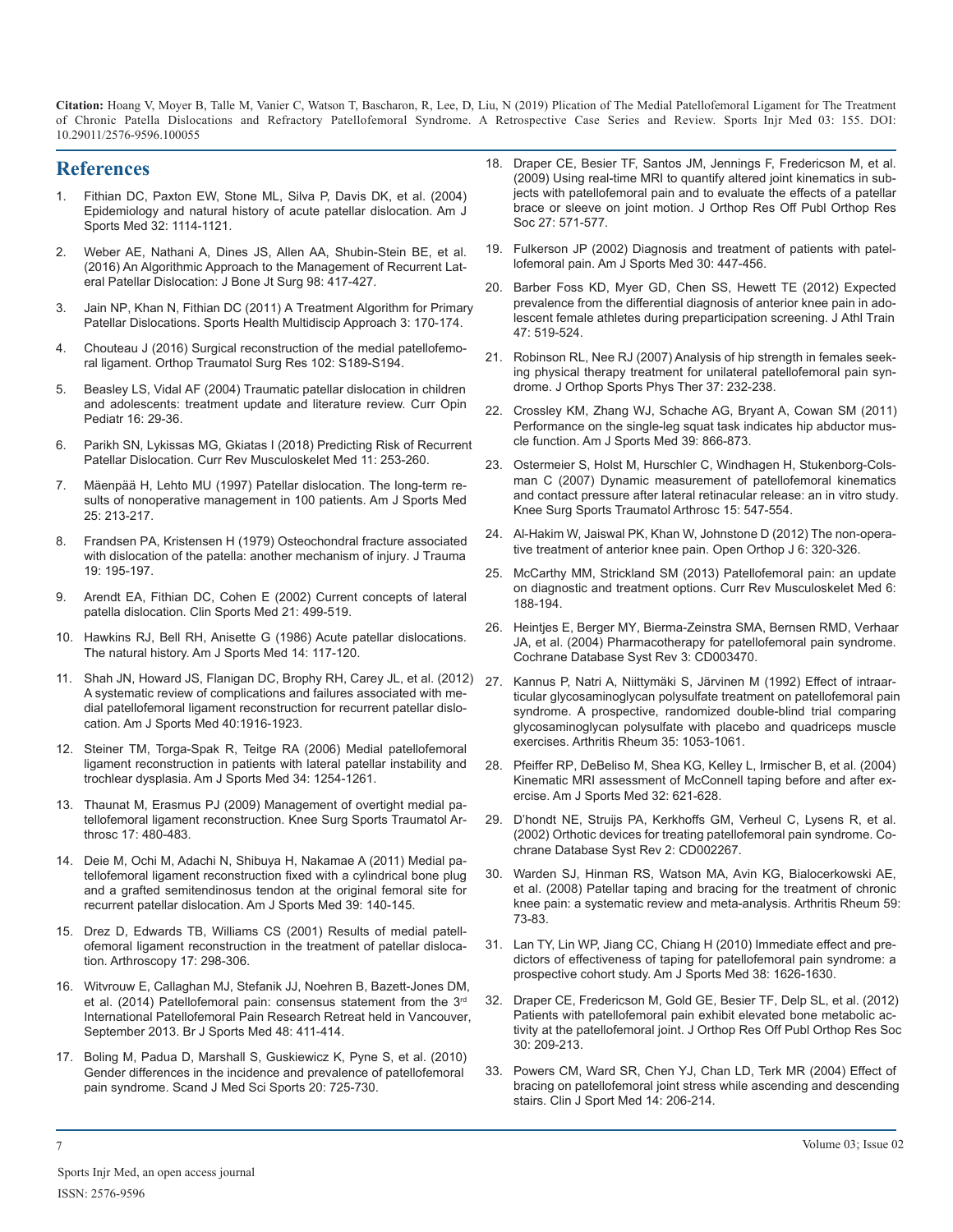## References

1. Fithian DC, Paxton EW, Stone ML, Silva P, Davis DK, et al. (2004) Epidemiology and natural history of acute patellar dislocation. Am J Sports Med 32: 1114-1121.

2. Weber AE, Nathani A, Dines JS, Allen AA, Shubin-Stein BE, et al. (2016) An Algorithmic Approach to the Management of Recurrent Lateral Patellar Dislocation: J Bone Jt Surg 98: 417-427.

3. Jain NP, Khan N, Fithian DC (2011) A Treatment Algorithm for Primary Patellar Dislocations. Sports Health Multidiscip Approach 3: 170-174.

4. Chouteau J (2016) Surgical reconstruction of the medial patellofemoral ligament. Orthop Traumatol Surg Res 102: S189-S194.

5. Beasley LS, Vidal AF (2004) Traumatic patellar dislocation in children and adolescents: treatment update and literature review. Curr Opin Pediatr 16: 29-36.

6. Parikh SN, Lykissas MG, Gkiatas I (2018) Predicting Risk of Recurrent Patellar Dislocation. Curr Rev Musculoskelet Med 11: 253-260.

7. Mäenpää H, Lehto MU (1997) Patellar dislocation. The long-term results of nonoperative management in 100 patients. Am J Sports Med 25: 213-217.

8. Frandsen PA, Kristensen H (1979) Osteochondral fracture associated with dislocation of the patella: another mechanism of injury. J Trauma 19: 195-197.

9. Arendt EA, Fithian DC, Cohen E (2002) Current concepts of lateral patella dislocation. Clin Sports Med 21: 499-519.

10. Hawkins RJ, Bell RH, Anisette G (1986) Acute patellar dislocations. The natural history. Am J Sports Med 14: 117-120.

11. Shah JN, Howard JS, Flanigan DC, Brophy RH, Carey JL, et al. (2012) A systematic review of complications and failures associated with medial patellofemoral ligament reconstruction for recurrent patellar dislocation. Am J Sports Med 40:1916-1923.

12. Steiner TM, Torga-Spak R, Teitge RA (2006) Medial patellofemoral ligament reconstruction in patients with lateral patellar instability and trochlear dysplasia. Am J Sports Med 34: 1254-1261.

13. Thaunat M, Erasmus PJ (2009) Management of overtight medial patellofemoral ligament reconstruction. Knee Surg Sports Traumatol Arthrosc 17: 480-483.

14. Deie M, Ochi M, Adachi N, Shibuya H, Nakamae A (2011) Medial patellofemoral ligament reconstruction fixed with a cylindrical bone plug and a grafted semitendinosus tendon at the original femoral site for recurrent patellar dislocation. Am J Sports Med 39: 140-145.

15. Drez D, Edwards TB, Williams CS (2001) Results of medial patellofemoral ligament reconstruction in the treatment of patellar dislocation. Arthroscopy 17: 298-306.

16. Witvrouw E, Callaghan MJ, Stefanik JJ, Noehren B, Bazett-Jones DM, et al. (2014) Patellofemoral pain: consensus statement from the 3rd International Patellofemoral Pain Research Retreat held in Vancouver, September 2013. Br J Sports Med 48: 411-414.

17. Boling M, Padua D, Marshall S, Guskiewicz K, Pyne S, et al. (2010) Gender differences in the incidence and prevalence of patellofemoral pain syndrome. Scand J Med Sci Sports 20: 725-730.

18. Draper CE, Besier TF, Santos JM, Jennings F, Fredericson M, et al. (2009) Using real-time MRI to quantify altered joint kinematics in subjects with patellofemoral pain and to evaluate the effects of a patellar brace or sleeve on joint motion. J Orthop Res Off Publ Orthop Res Soc 27: 571-577.

19. Fulkerson JP (2002) Diagnosis and treatment of patients with patellofemoral pain. Am J Sports Med 30: 447-456.

20. Barber Foss KD, Myer GD, Chen SS, Hewett TE (2012) Expected prevalence from the differential diagnosis of anterior knee pain in adolescent female athletes during preparticipation screening. J Athl Train 47: 519-524.

21. Robinson RL, Nee RJ (2007) Analysis of hip strength in females seeking physical therapy treatment for unilateral patellofemoral pain syndrome. J Orthop Sports Phys Ther 37: 232-238.

22. Crossley KM, Zhang WJ, Schache AG, Bryant A, Cowan SM (2011) Performance on the single-leg squat task indicates hip abductor muscle function. Am J Sports Med 39: 866-873.

23. Ostermeier S, Holst M, Hurschler C, Windhagen H, Stukenborg-Colsman C (2007) Dynamic measurement of patellofemoral kinematics and contact pressure after lateral retinacular release: an in vitro study. Knee Surg Sports Traumatol Arthrosc 15: 547-554.

24. Al-Hakim W, Jaiswal PK, Khan W, Johnstone D (2012) The non-operative treatment of anterior knee pain. Open Orthop J 6: 320-326.

25. McCarthy MM, Strickland SM (2013) Patellofemoral pain: an update on diagnostic and treatment options. Curr Rev Musculoskelet Med 6: 188-194.

26. Heintjes E, Berger MY, Bierma-Zeinstra SMA, Bernsen RMD, Verhaar JA, et al. (2004) Pharmacotherapy for patellofemoral pain syndrome. Cochrane Database Syst Rev 3: CD003470.

27. Kannus P, Natri A, Niittymäki S, Järvinen M (1992) Effect of intraarticular glycosaminoglycan polysulfate treatment on patellofemoral pain syndrome. A prospective, randomized double-blind trial comparing glycosaminoglycan polysulfate with placebo and quadriceps muscle exercises. Arthritis Rheum 35: 1053-1061.

28. Pfeiffer RP, DeBeliso M, Shea KG, Kelley L, Irmischer B, et al. (2004) Kinematic MRI assessment of McConnell taping before and after exercise. Am J Sports Med 32: 621-628.

29. D'hondt NE, Struijs PA, Kerkhoffs GM, Verheul C, Lysens R, et al. (2002) Orthotic devices for treating patellofemoral pain syndrome. Cochrane Database Syst Rev 2: CD002267.

30. Warden SJ, Hinman RS, Watson MA, Avin KG, Bialocerkowski AE, et al. (2008) Patellar taping and bracing for the treatment of chronic knee pain: a systematic review and meta-analysis. Arthritis Rheum 59: 73-83.

31. Lan TY, Lin WP, Jiang CC, Chiang H (2010) Immediate effect and predictors of effectiveness of taping for patellofemoral pain syndrome: a prospective cohort study. Am J Sports Med 38: 1626-1630.

32. Draper CE, Fredericson M, Gold GE, Besier TF, Delp SL, et al. (2012) Patients with patellofemoral pain exhibit elevated bone metabolic activity at the patellofemoral joint. J Orthop Res Off Publ Orthop Res Soc 30: 209-213.

33. Powers CM, Ward SR, Chen YJ, Chan LD, Terk MR (2004) Effect of bracing on patellofemoral joint stress while ascending and descending stairs. Clin J Sport Med 14: 206-214.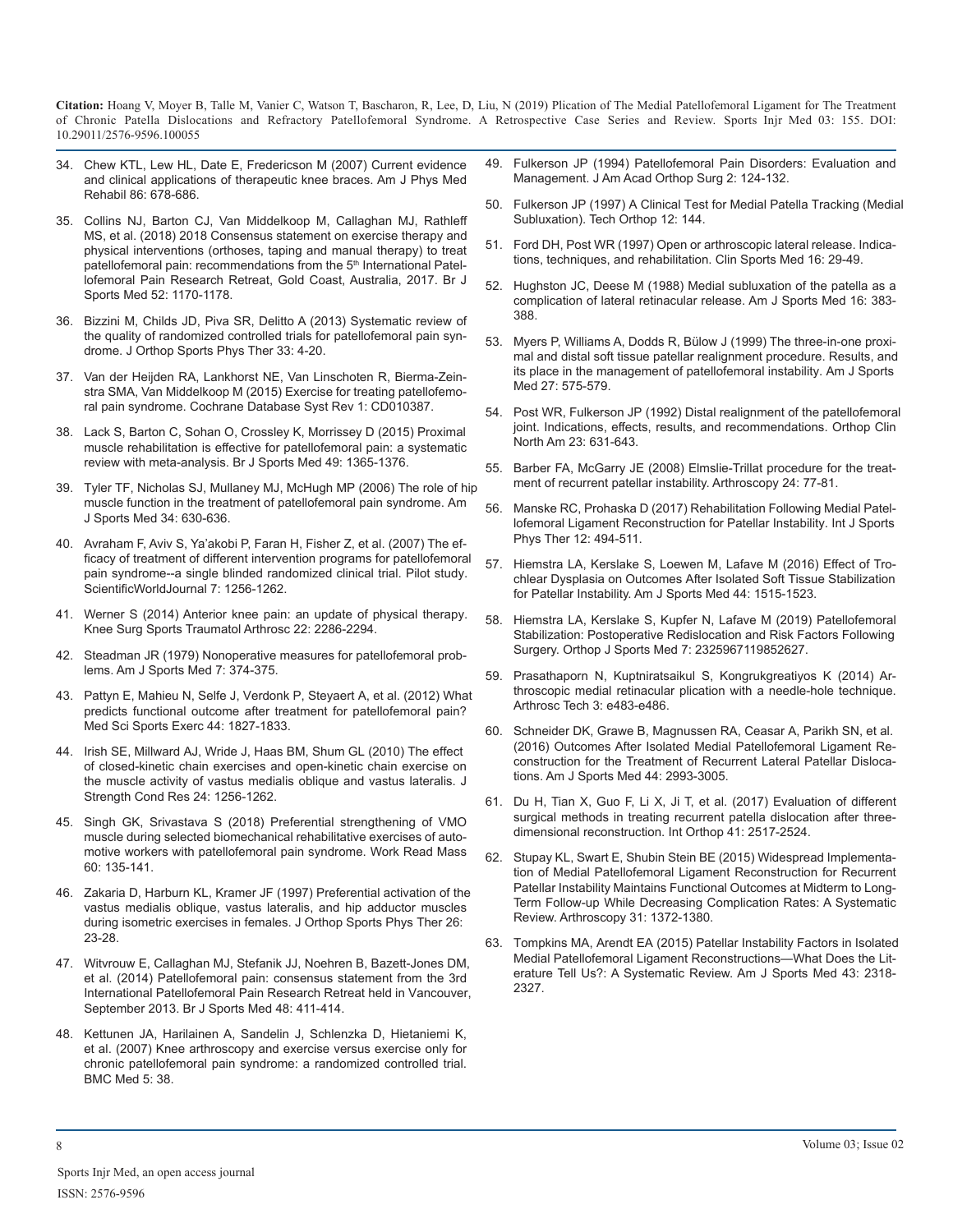34. Chew KTL, Lew HL, Date E, Fredericson M (2007) Current evidence and clinical applications of therapeutic knee braces. Am J Phys Med Rehabil 86: 678-686.

35. Collins NJ, Barton CJ, Van Middelkoop M, Callaghan MJ, Rathleff MS, et al. (2018) 2018 Consensus statement on exercise therapy and physical interventions (orthoses, taping and manual therapy) to treat patellofemoral pain: recommendations from the 5th International Patellofemoral Pain Research Retreat, Gold Coast, Australia, 2017. Br J Sports Med 52: 1170-1178.

36. Bizzini M, Childs JD, Piva SR, Delitto A (2013) Systematic review of the quality of randomized controlled trials for patellofemoral pain syndrome. J Orthop Sports Phys Ther 33: 4-20.

37. Van der Heijden RA, Lankhorst NE, Van Linschoten R, Bierma-Zeinstra SMA, Van Middelkoop M (2015) Exercise for treating patellofemoral pain syndrome. Cochrane Database Syst Rev 1: CD010387.

38. Lack S, Barton C, Sohan O, Crossley K, Morrissey D (2015) Proximal muscle rehabilitation is effective for patellofemoral pain: a systematic review with meta-analysis. Br J Sports Med 49: 1365-1376.

39. Tyler TF, Nicholas SJ, Mullaney MJ, McHugh MP (2006) The role of hip muscle function in the treatment of patellofemoral pain syndrome. Am J Sports Med 34: 630-636.

40. Avraham F, Aviv S, Ya'akobi P, Faran H, Fisher Z, et al. (2007) The efficacy of treatment of different intervention programs for patellofemoral pain syndrome--a single blinded randomized clinical trial. Pilot study. ScientificWorldJournal 7: 1256-1262.

41. Werner S (2014) Anterior knee pain: an update of physical therapy. Knee Surg Sports Traumatol Arthrosc 22: 2286-2294.

42. Steadman JR (1979) Nonoperative measures for patellofemoral problems. Am J Sports Med 7: 374-375.

43. Pattyn E, Mahieu N, Selfe J, Verdonk P, Steyaert A, et al. (2012) What predicts functional outcome after treatment for patellofemoral pain? Med Sci Sports Exerc 44: 1827-1833.

44. Irish SE, Millward AJ, Wride J, Haas BM, Shum GL (2010) The effect of closed-kinetic chain exercises and open-kinetic chain exercise on the muscle activity of vastus medialis oblique and vastus lateralis. J Strength Cond Res 24: 1256-1262.

45. Singh GK, Srivastava S (2018) Preferential strengthening of VMO muscle during selected biomechanical rehabilitative exercises of automotive workers with patellofemoral pain syndrome. Work Read Mass 60: 135-141.

46. Zakaria D, Harburn KL, Kramer JF (1997) Preferential activation of the vastus medialis oblique, vastus lateralis, and hip adductor muscles during isometric exercises in females. J Orthop Sports Phys Ther 26: 23-28.

47. Witvrouw E, Callaghan MJ, Stefanik JJ, Noehren B, Bazett-Jones DM, et al. (2014) Patellofemoral pain: consensus statement from the 3rd International Patellofemoral Pain Research Retreat held in Vancouver, September 2013. Br J Sports Med 48: 411-414.

48. Kettunen JA, Harilainen A, Sandelin J, Schlenzka D, Hietaniemi K, et al. (2007) Knee arthroscopy and exercise versus exercise only for chronic patellofemoral pain syndrome: a randomized controlled trial. BMC Med 5: 38.

49. Fulkerson JP (1994) Patellofemoral Pain Disorders: Evaluation and Management. J Am Acad Orthop Surg 2: 124-132.

50. Fulkerson JP (1997) A Clinical Test for Medial Patella Tracking (Medial Subluxation). Tech Orthop 12: 144.

51. Ford DH, Post WR (1997) Open or arthroscopic lateral release. Indications, techniques, and rehabilitation. Clin Sports Med 16: 29-49.

52. Hughston JC, Deese M (1988) Medial subluxation of the patella as a complication of lateral retinacular release. Am J Sports Med 16: 383-388.

53. Myers P, Williams A, Dodds R, Bülow J (1999) The three-in-one proximal and distal soft tissue patellar realignment procedure. Results, and its place in the management of patellofemoral instability. Am J Sports Med 27: 575-579.

54. Post WR, Fulkerson JP (1992) Distal realignment of the patellofemoral joint. Indications, effects, results, and recommendations. Orthop Clin North Am 23: 631-643.

55. Barber FA, McGarry JE (2008) Elmslie-Trillat procedure for the treatment of recurrent patellar instability. Arthroscopy 24: 77-81.

56. Manske RC, Prohaska D (2017) Rehabilitation Following Medial Patellofemoral Ligament Reconstruction for Patellar Instability. Int J Sports Phys Ther 12: 494-511.

57. Hiemstra LA, Kerslake S, Loewen M, Lafave M (2016) Effect of Trochlear Dysplasia on Outcomes After Isolated Soft Tissue Stabilization for Patellar Instability. Am J Sports Med 44: 1515-1523.

58. Hiemstra LA, Kerslake S, Kupfer N, Lafave M (2019) Patellofemoral Stabilization: Postoperative Redislocation and Risk Factors Following Surgery. Orthop J Sports Med 7: 2325967119852627.

59. Prasathaporn N, Kuptniratsaikul S, Kongrukgreatiyos K (2014) Arthroscopic medial retinacular plication with a needle-hole technique. Arthrosc Tech 3: e483-e486.

60. Schneider DK, Grawe B, Magnussen RA, Ceasar A, Parikh SN, et al. (2016) Outcomes After Isolated Medial Patellofemoral Ligament Reconstruction for the Treatment of Recurrent Lateral Patellar Dislocations. Am J Sports Med 44: 2993-3005.

61. Du H, Tian X, Guo F, Li X, Ji T, et al. (2017) Evaluation of different surgical methods in treating recurrent patella dislocation after three-dimensional reconstruction. Int Orthop 41: 2517-2524.

62. Stupay KL, Swart E, Shubin Stein BE (2015) Widespread Implementation of Medial Patellofemoral Ligament Reconstruction for Recurrent Patellar Instability Maintains Functional Outcomes at Midterm to Long-Term Follow-up While Decreasing Complication Rates: A Systematic Review. Arthroscopy 31: 1372-1380.

63. Tompkins MA, Arendt EA (2015) Patellar Instability Factors in Isolated Medial Patellofemoral Ligament Reconstructions—What Does the Literature Tell Us?: A Systematic Review. Am J Sports Med 43: 2318-2327.